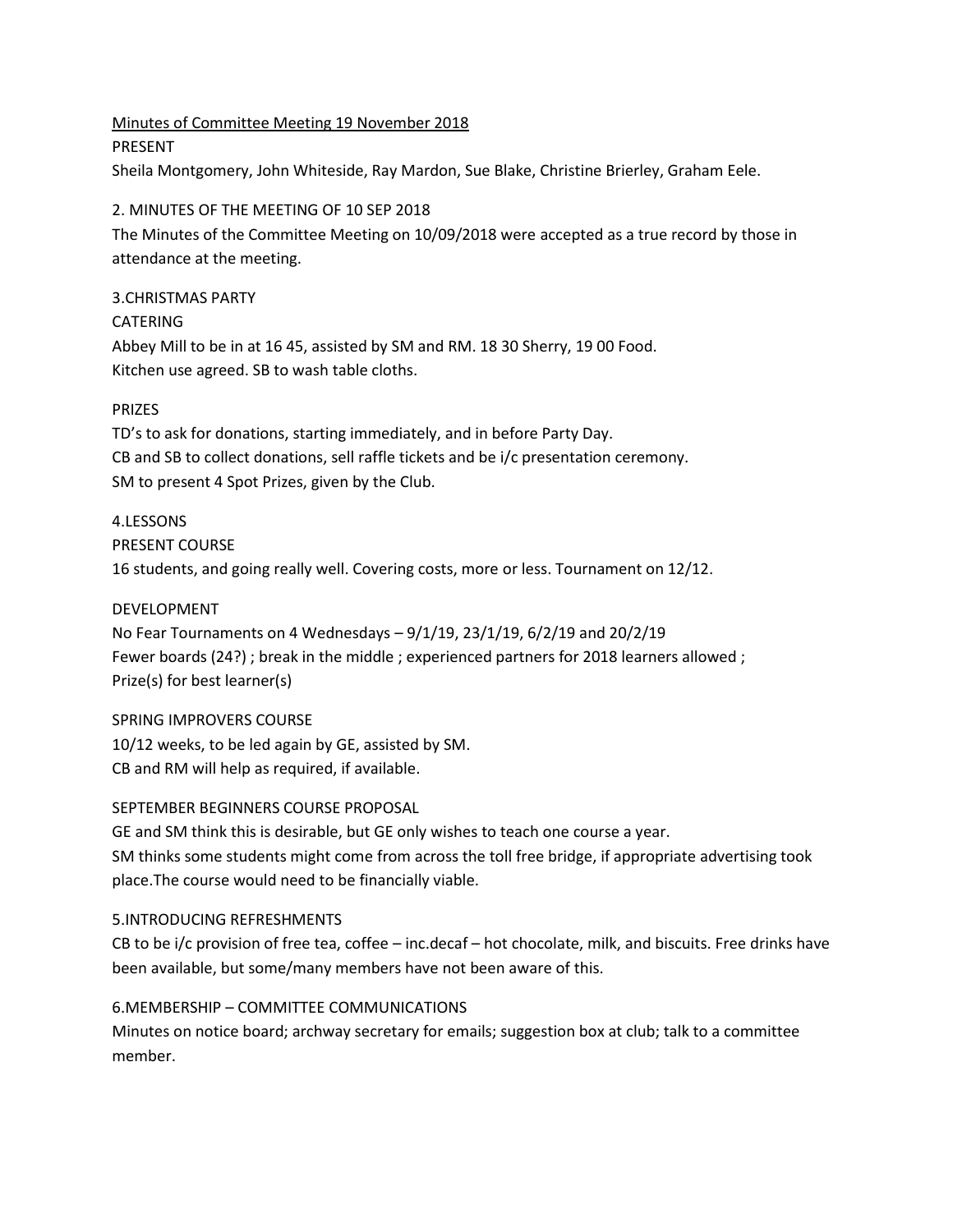Minutes of Committee Meeting 19 November 2018

PRESENT

Sheila Montgomery, John Whiteside, Ray Mardon, Sue Blake, Christine Brierley, Graham Eele.

2. MINUTES OF THE MEETING OF 10 SEP 2018

The Minutes of the Committee Meeting on 10/09/2018 were accepted as a true record by those in attendance at the meeting.

3.CHRISTMAS PARTY

CATERING

Abbey Mill to be in at 16 45, assisted by SM and RM. 18 30 Sherry, 19 00 Food.
Kitchen use agreed. SB to wash table cloths.

PRIZES

TD's to ask for donations, starting immediately, and in before Party Day.
CB and SB to collect donations, sell raffle tickets and be i/c presentation ceremony.
SM to present 4 Spot Prizes, given by the Club.

4.LESSONS

PRESENT COURSE

16 students, and going really well. Covering costs, more or less. Tournament on 12/12.

DEVELOPMENT

No Fear Tournaments on 4 Wednesdays – 9/1/19, 23/1/19, 6/2/19 and 20/2/19
Fewer boards (24?) ; break in the middle ; experienced partners for 2018 learners allowed ;
Prize(s) for best learner(s)

SPRING IMPROVERS COURSE

10/12 weeks, to be led again by GE, assisted by SM.
CB and RM will help as required, if available.

SEPTEMBER BEGINNERS COURSE PROPOSAL

GE and SM think this is desirable, but GE only wishes to teach one course a year.
SM thinks some students might come from across the toll free bridge, if appropriate advertising took place.The course would need to be financially viable.

5.INTRODUCING REFRESHMENTS

CB to be i/c provision of free tea, coffee – inc.decaf – hot chocolate, milk, and biscuits. Free drinks have been available, but some/many members have not been aware of this.

6.MEMBERSHIP – COMMITTEE COMMUNICATIONS

Minutes on notice board; archway secretary for emails; suggestion box at club; talk to a committee member.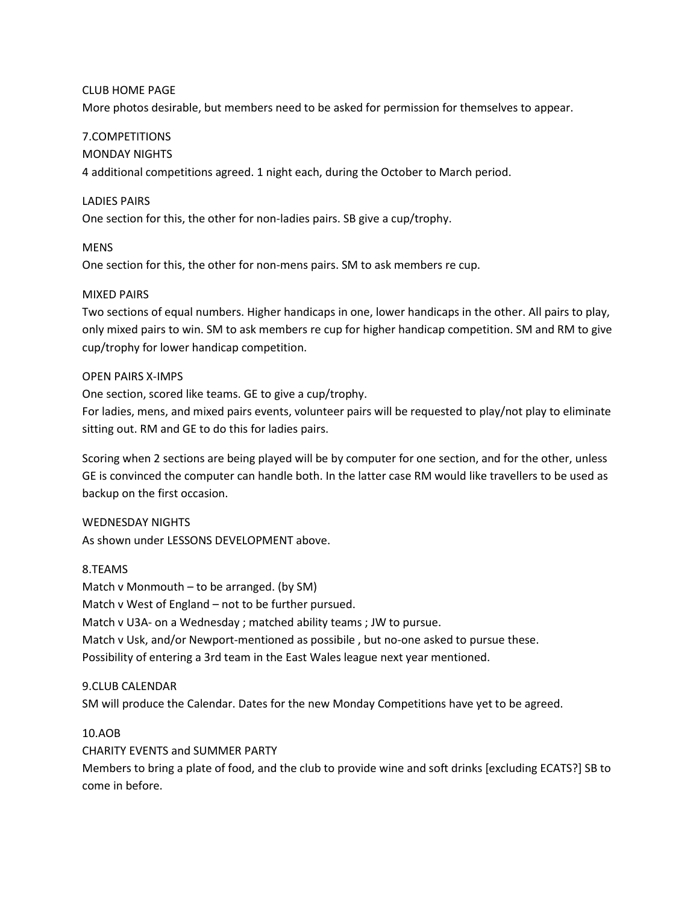CLUB HOME PAGE

More photos desirable, but members need to be asked for permission for themselves to appear.

## 7.COMPETITIONS

### MONDAY NIGHTS

4 additional competitions agreed. 1 night each, during the October to March period.

LADIES PAIRS

One section for this, the other for non-ladies pairs. SB give a cup/trophy.

MENS

One section for this, the other for non-mens pairs. SM to ask members re cup.

MIXED PAIRS

Two sections of equal numbers. Higher handicaps in one, lower handicaps in the other. All pairs to play, only mixed pairs to win. SM to ask members re cup for higher handicap competition. SM and RM to give cup/trophy for lower handicap competition.

OPEN PAIRS X-IMPS

One section, scored like teams. GE to give a cup/trophy.

For ladies, mens, and mixed pairs events, volunteer pairs will be requested to play/not play to eliminate sitting out. RM and GE to do this for ladies pairs.

Scoring when 2 sections are being played will be by computer for one section, and for the other, unless GE is convinced the computer can handle both. In the latter case RM would like travellers to be used as backup on the first occasion.

### WEDNESDAY NIGHTS

As shown under LESSONS DEVELOPMENT above.

## 8.TEAMS

Match v Monmouth – to be arranged. (by SM)

Match v West of England – not to be further pursued.

Match v U3A- on a Wednesday ; matched ability teams ; JW to pursue.

Match v Usk, and/or Newport-mentioned as possibile , but no-one asked to pursue these.

Possibility of entering a 3rd team in the East Wales league next year mentioned.

## 9.CLUB CALENDAR

SM will produce the Calendar. Dates for the new Monday Competitions have yet to be agreed.

## 10.AOB

CHARITY EVENTS and SUMMER PARTY

Members to bring a plate of food, and the club to provide wine and soft drinks [excluding ECATS?] SB to come in before.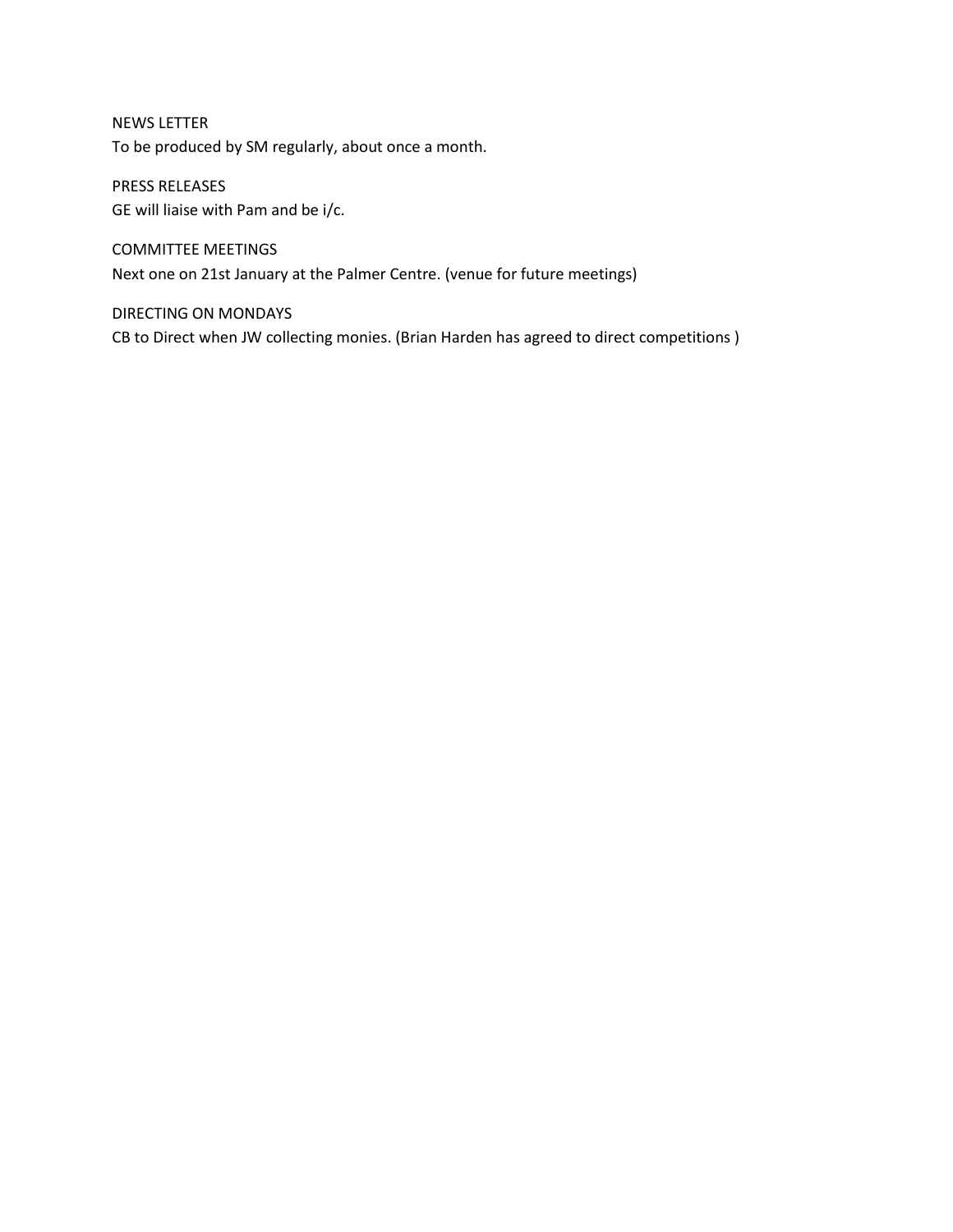NEWS LETTER
To be produced by SM regularly, about once a month.

PRESS RELEASES
GE will liaise with Pam and be i/c.

COMMITTEE MEETINGS
Next one on 21st January at the Palmer Centre. (venue for future meetings)

DIRECTING ON MONDAYS
CB to Direct when JW collecting monies. (Brian Harden has agreed to direct competitions )